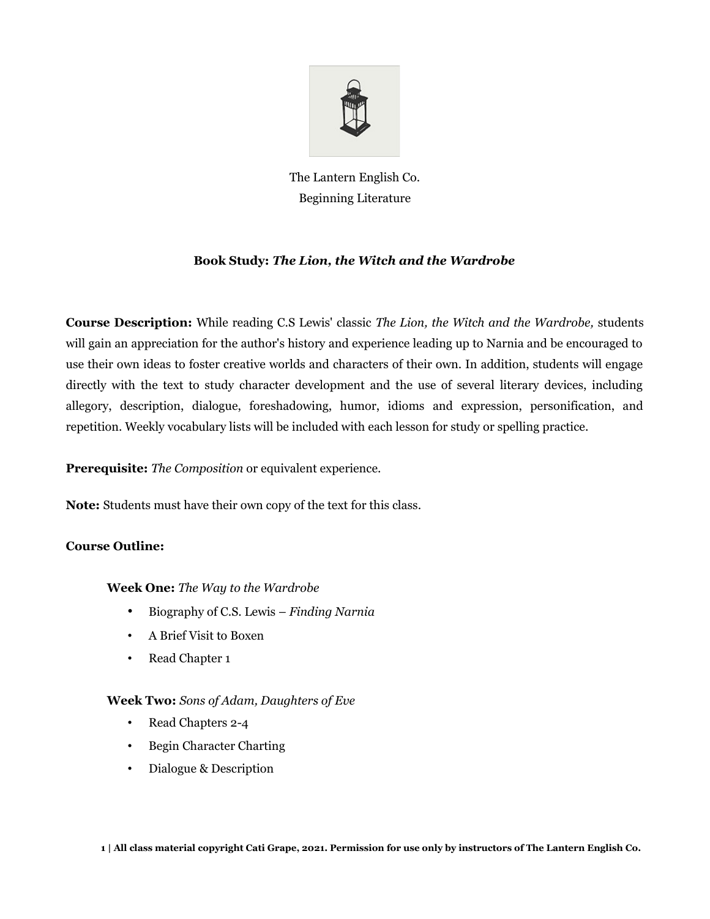The Lantern English Co.
Beginning Literature

**Book Study: *The Lion, the Witch and the Wardrobe***

**Course Description:** While reading C.S Lewis' classic *The Lion, the Witch and the Wardrobe,* students will gain an appreciation for the author's history and experience leading up to Narnia and be encouraged to use their own ideas to foster creative worlds and characters of their own. In addition, students will engage directly with the text to study character development and the use of several literary devices, including allegory, description, dialogue, foreshadowing, humor, idioms and expression, personification, and repetition. Weekly vocabulary lists will be included with each lesson for study or spelling practice.

**Prerequisite:** *The Composition* or equivalent experience.

**Note:** Students must have their own copy of the text for this class.

**Course Outline:**

**Week One:** *The Way to the Wardrobe*

- Biography of C.S. Lewis – *Finding Narnia*
- A Brief Visit to Boxen
- Read Chapter 1

**Week Two:** *Sons of Adam, Daughters of Eve*

- Read Chapters 2-4
- Begin Character Charting
- Dialogue & Description

**All class material copyright Cati Grape, 2021. Permission for use only by instructors of The Lantern English Co.**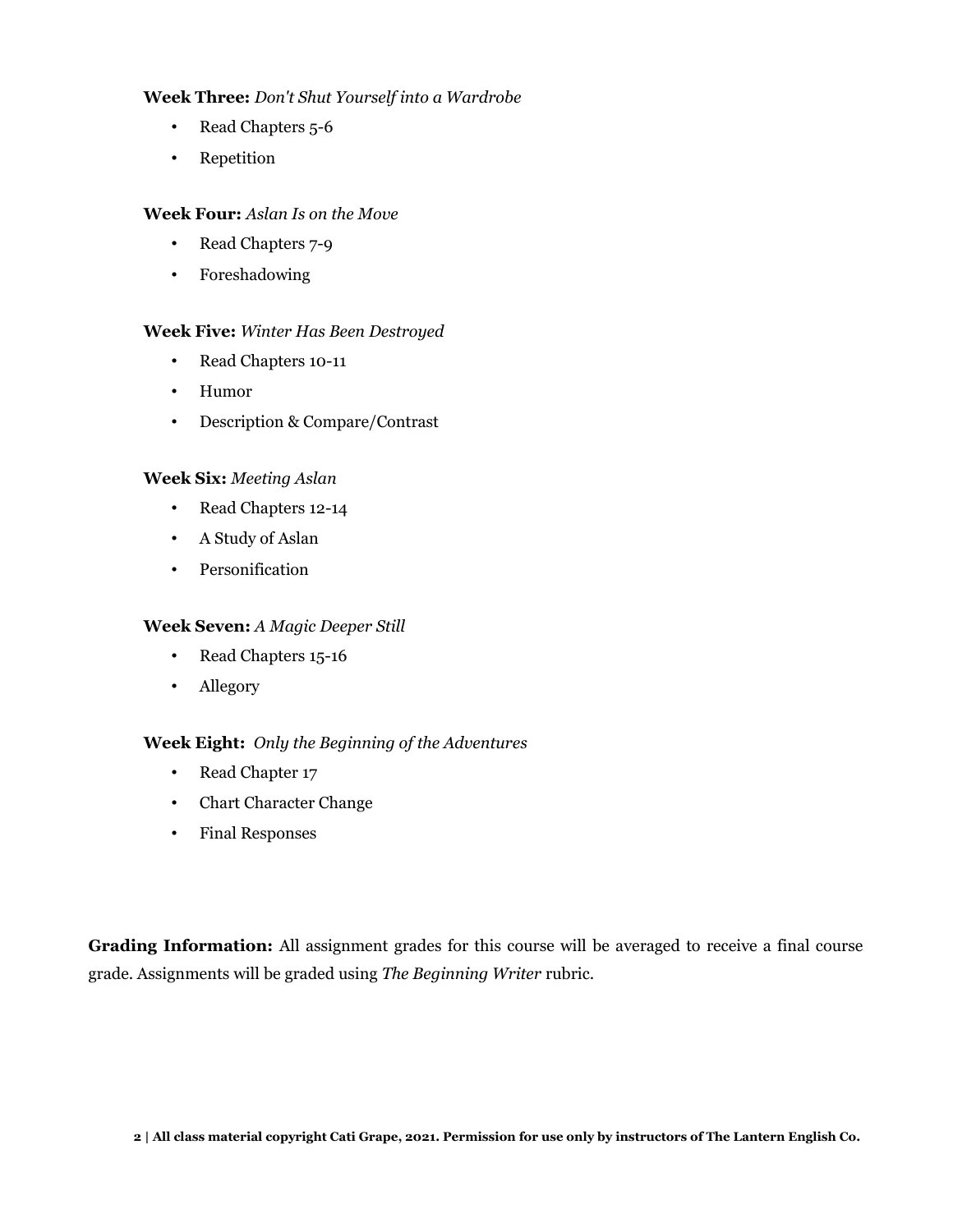**Week Three:** *Don't Shut Yourself into a Wardrobe*

- Read Chapters 5-6
- Repetition

**Week Four:** *Aslan Is on the Move*

- Read Chapters 7-9
- Foreshadowing

**Week Five:** *Winter Has Been Destroyed*

- Read Chapters 10-11
- Humor
- Description & Compare/Contrast

**Week Six:** *Meeting Aslan*

- Read Chapters 12-14
- A Study of Aslan
- Personification

**Week Seven:** *A Magic Deeper Still*

- Read Chapters 15-16
- Allegory

**Week Eight:** *Only the Beginning of the Adventures*

- Read Chapter 17
- Chart Character Change
- Final Responses

**Grading Information:** All assignment grades for this course will be averaged to receive a final course grade. Assignments will be graded using *The Beginning Writer* rubric.

**All class material copyright Cati Grape, 2021. Permission for use only by instructors of The Lantern English Co.**